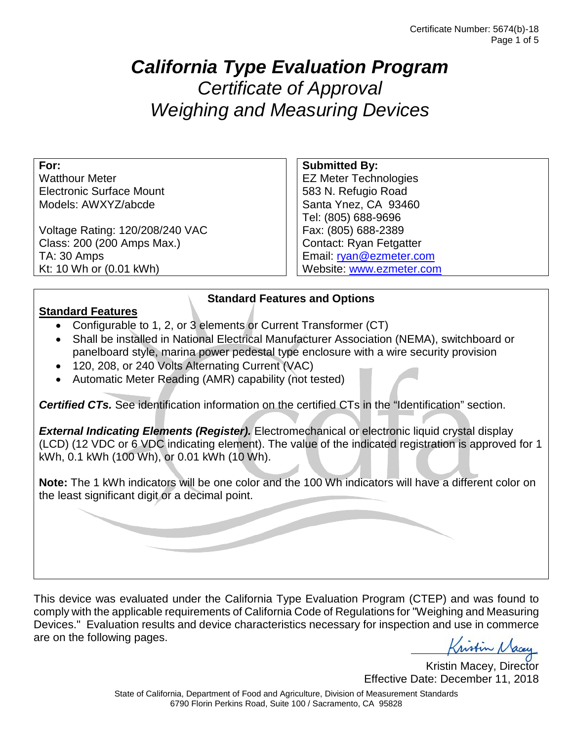Certificate Number: 5674(b)-18

# *California Type Evaluation Program*

## *Certificate of Approval*
## *Weighing and Measuring Devices*

| **For:** | **Submitted By:** |
| --- | --- |
| Watthour Meter<br>Electronic Surface Mount<br>Models: AWXYZ/abcde<br><br>Voltage Rating: 120/208/240 VAC<br>Class: 200 (200 Amps Max.)<br>TA: 30 Amps<br>Kt: 10 Wh or (0.01 kWh) | EZ Meter Technologies<br>583 N. Refugio Road<br>Santa Ynez, CA 93460<br>Tel: (805) 688-9696<br>Fax: (805) 688-2389<br>Contact: Ryan Fetgatter<br>Email: ryan@ezmeter.com<br>Website: www.ezmeter.com |

### Standard Features and Options

**Standard Features**

- Configurable to 1, 2, or 3 elements or Current Transformer (CT)
- Shall be installed in National Electrical Manufacturer Association (NEMA), switchboard or panelboard style, marina power pedestal type enclosure with a wire security provision
- 120, 208, or 240 Volts Alternating Current (VAC)
- Automatic Meter Reading (AMR) capability (not tested)

***Certified CTs.*** See identification information on the certified CTs in the "Identification" section.

***External Indicating Elements (Register).*** Electromechanical or electronic liquid crystal display (LCD) (12 VDC or 6 VDC indicating element). The value of the indicated registration is approved for 1 kWh, 0.1 kWh (100 Wh), or 0.01 kWh (10 Wh).

**Note:** The 1 kWh indicators will be one color and the 100 Wh indicators will have a different color on the least significant digit or a decimal point.

This device was evaluated under the California Type Evaluation Program (CTEP) and was found to comply with the applicable requirements of California Code of Regulations for "Weighing and Measuring Devices." Evaluation results and device characteristics necessary for inspection and use in commerce are on the following pages.

Kristin Macey, Director
Effective Date: December 11, 2018

State of California, Department of Food and Agriculture, Division of Measurement Standards
6790 Florin Perkins Road, Suite 100 / Sacramento, CA 95828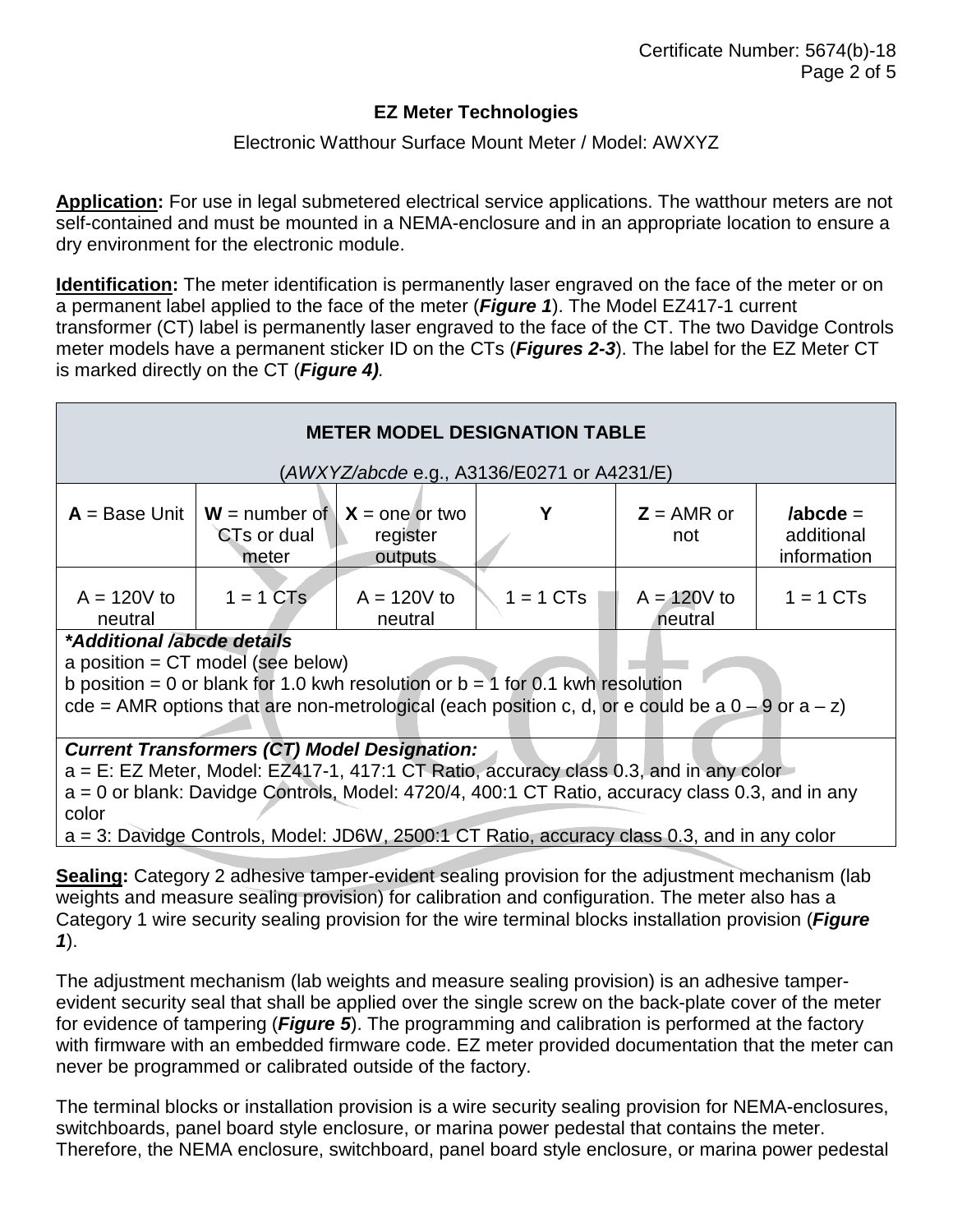**EZ Meter Technologies**

Electronic Watthour Surface Mount Meter / Model: AWXYZ

**Application:** For use in legal submetered electrical service applications. The watthour meters are not self-contained and must be mounted in a NEMA-enclosure and in an appropriate location to ensure a dry environment for the electronic module.

**Identification:** The meter identification is permanently laser engraved on the face of the meter or on a permanent label applied to the face of the meter (***Figure 1***). The Model EZ417-1 current transformer (CT) label is permanently laser engraved to the face of the CT. The two Davidge Controls meter models have a permanent sticker ID on the CTs (***Figures 2-3***). The label for the EZ Meter CT is marked directly on the CT (***Figure 4)****.*

| **METER MODEL DESIGNATION TABLE**<br><br>(*AWXYZ/abcde* e.g., A3136/E0271 or A4231/E) | | | | | |
|---|---|---|---|---|---|
| **A** = Base Unit | **W** = number of CTs or dual meter | **X** = one or two register outputs | **Y** | **Z** = AMR or not | **/abcde** = additional information |
| A = 120V to neutral | 1 = 1 CTs | A = 120V to neutral | 1 = 1 CTs | A = 120V to neutral | 1 = 1 CTs |
| ***Additional /abcde details**<br>a position = CT model (see below)<br>b position = 0 or blank for 1.0 kwh resolution or b = 1 for 0.1 kwh resolution<br>cde = AMR options that are non-metrological (each position c, d, or e could be a 0 – 9 or a – z) | | | | | |
| ***Current Transformers (CT) Model Designation:***<br>a = E: EZ Meter, Model: EZ417-1, 417:1 CT Ratio, accuracy class 0.3, and in any color<br>a = 0 or blank: Davidge Controls, Model: 4720/4, 400:1 CT Ratio, accuracy class 0.3, and in any color<br>a = 3: Davidge Controls, Model: JD6W, 2500:1 CT Ratio, accuracy class 0.3, and in any color | | | | | |

**Sealing:** Category 2 adhesive tamper-evident sealing provision for the adjustment mechanism (lab weights and measure sealing provision) for calibration and configuration. The meter also has a Category 1 wire security sealing provision for the wire terminal blocks installation provision (***Figure 1***).

The adjustment mechanism (lab weights and measure sealing provision) is an adhesive tamper-evident security seal that shall be applied over the single screw on the back-plate cover of the meter for evidence of tampering (***Figure 5***). The programming and calibration is performed at the factory with firmware with an embedded firmware code. EZ meter provided documentation that the meter can never be programmed or calibrated outside of the factory.

The terminal blocks or installation provision is a wire security sealing provision for NEMA-enclosures, switchboards, panel board style enclosure, or marina power pedestal that contains the meter. Therefore, the NEMA enclosure, switchboard, panel board style enclosure, or marina power pedestal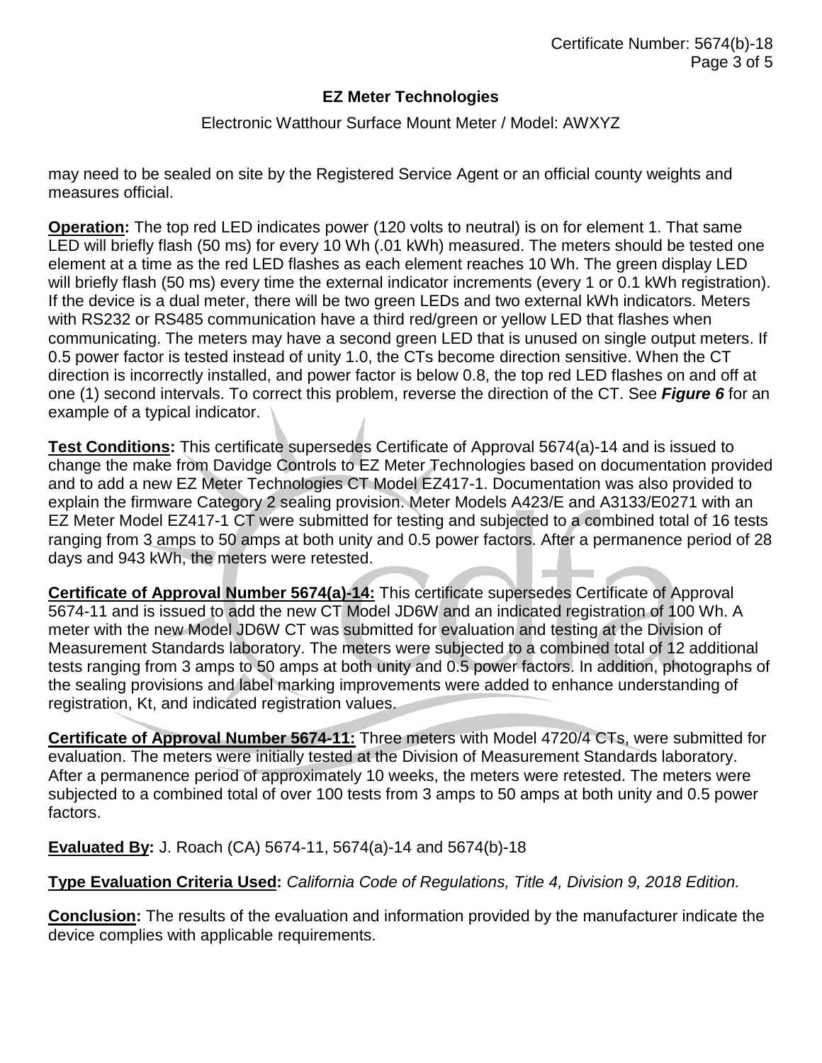**EZ Meter Technologies**

Electronic Watthour Surface Mount Meter / Model: AWXYZ

may need to be sealed on site by the Registered Service Agent or an official county weights and measures official.

**Operation:** The top red LED indicates power (120 volts to neutral) is on for element 1. That same LED will briefly flash (50 ms) for every 10 Wh (.01 kWh) measured. The meters should be tested one element at a time as the red LED flashes as each element reaches 10 Wh. The green display LED will briefly flash (50 ms) every time the external indicator increments (every 1 or 0.1 kWh registration). If the device is a dual meter, there will be two green LEDs and two external kWh indicators. Meters with RS232 or RS485 communication have a third red/green or yellow LED that flashes when communicating. The meters may have a second green LED that is unused on single output meters. If 0.5 power factor is tested instead of unity 1.0, the CTs become direction sensitive. When the CT direction is incorrectly installed, and power factor is below 0.8, the top red LED flashes on and off at one (1) second intervals. To correct this problem, reverse the direction of the CT. See ***Figure 6*** for an example of a typical indicator.

**Test Conditions:** This certificate supersedes Certificate of Approval 5674(a)-14 and is issued to change the make from Davidge Controls to EZ Meter Technologies based on documentation provided and to add a new EZ Meter Technologies CT Model EZ417-1. Documentation was also provided to explain the firmware Category 2 sealing provision. Meter Models A423/E and A3133/E0271 with an EZ Meter Model EZ417-1 CT were submitted for testing and subjected to a combined total of 16 tests ranging from 3 amps to 50 amps at both unity and 0.5 power factors. After a permanence period of 28 days and 943 kWh, the meters were retested.

**Certificate of Approval Number 5674(a)-14:** This certificate supersedes Certificate of Approval 5674-11 and is issued to add the new CT Model JD6W and an indicated registration of 100 Wh. A meter with the new Model JD6W CT was submitted for evaluation and testing at the Division of Measurement Standards laboratory. The meters were subjected to a combined total of 12 additional tests ranging from 3 amps to 50 amps at both unity and 0.5 power factors. In addition, photographs of the sealing provisions and label marking improvements were added to enhance understanding of registration, Kt, and indicated registration values.

**Certificate of Approval Number 5674-11:** Three meters with Model 4720/4 CTs, were submitted for evaluation. The meters were initially tested at the Division of Measurement Standards laboratory. After a permanence period of approximately 10 weeks, the meters were retested. The meters were subjected to a combined total of over 100 tests from 3 amps to 50 amps at both unity and 0.5 power factors.

**Evaluated By:** J. Roach (CA) 5674-11, 5674(a)-14 and 5674(b)-18

**Type Evaluation Criteria Used:** *California Code of Regulations, Title 4, Division 9, 2018 Edition.*

**Conclusion:** The results of the evaluation and information provided by the manufacturer indicate the device complies with applicable requirements.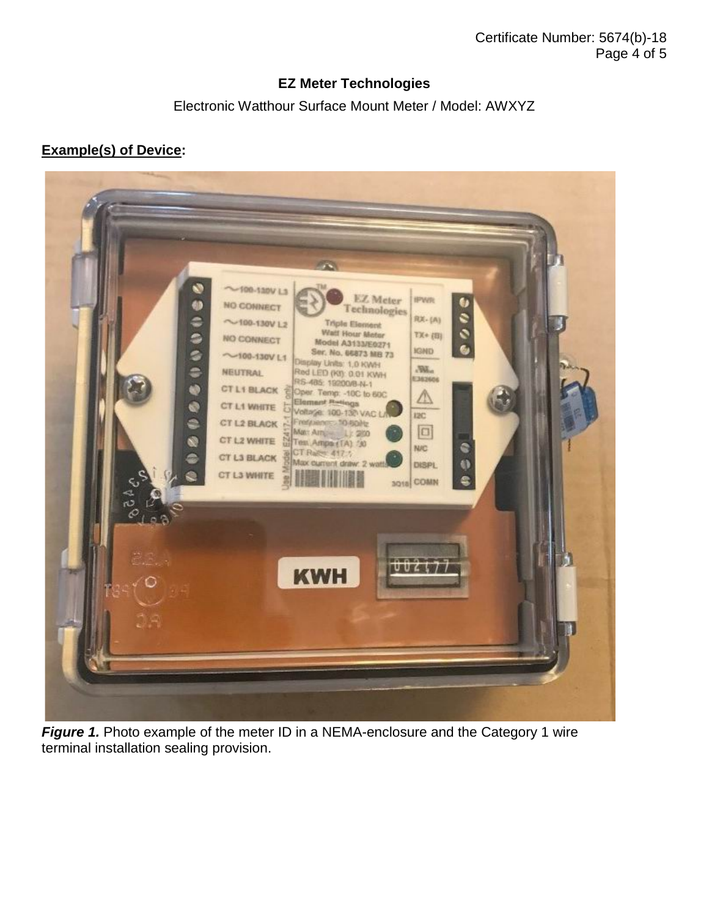## EZ Meter Technologies

Electronic Watthour Surface Mount Meter / Model: AWXYZ

**Example(s) of Device:**

***Figure 1.*** Photo example of the meter ID in a NEMA-enclosure and the Category 1 wire terminal installation sealing provision.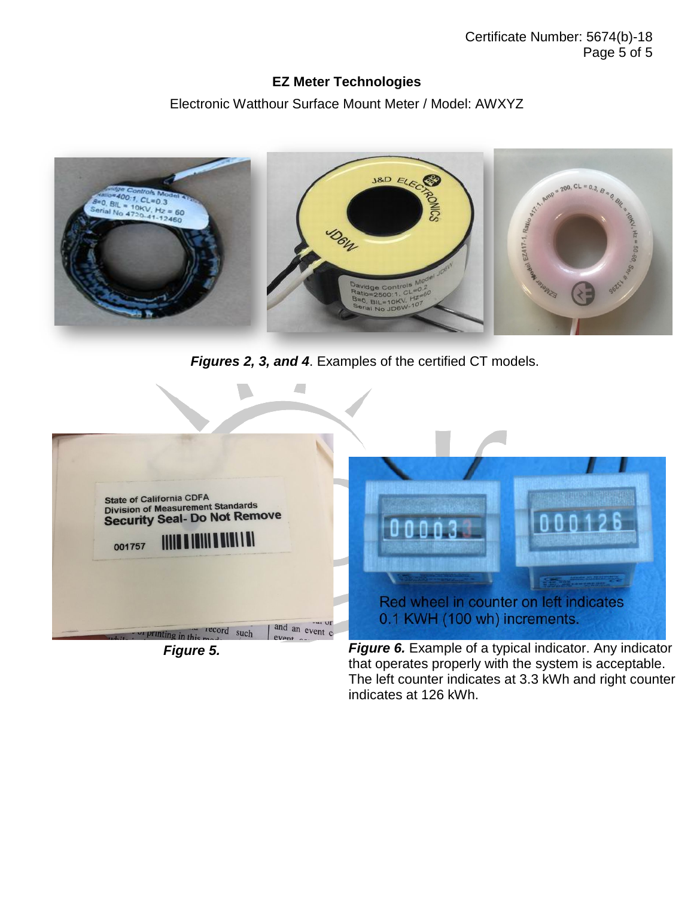## EZ Meter Technologies

Electronic Watthour Surface Mount Meter / Model: AWXYZ

***Figures 2, 3, and 4***. Examples of the certified CT models.

***Figure 5.***

***Figure 6.*** Example of a typical indicator. Any indicator that operates properly with the system is acceptable. The left counter indicates at 3.3 kWh and right counter indicates at 126 kWh.